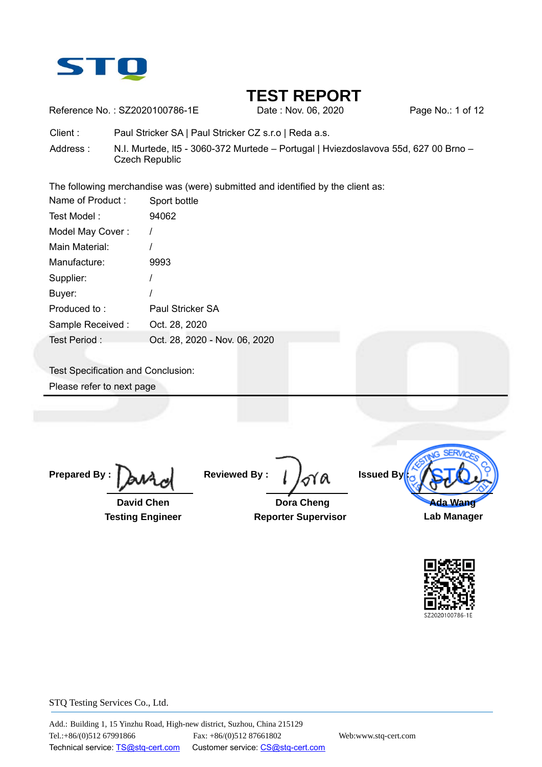# TEST REPORT

Reference No. : SZ2020100786-1E    Date : Nov. 06, 2020    Page No.: 1 of 12

Client : Paul Stricker SA | Paul Stricker CZ s.r.o | Reda a.s.

Address : N.I. Murtede, lt5 - 3060-372 Murtede – Portugal | Hviezdoslavova 55d, 627 00 Brno – Czech Republic

The following merchandise was (were) submitted and identified by the client as:

| | |
|---|---|
| Name of Product : | Sport bottle |
| Test Model : | 94062 |
| Model May Cover : | / |
| Main Material: | / |
| Manufacture: | 9993 |
| Supplier: | / |
| Buyer: | / |
| Produced to : | Paul Stricker SA |
| Sample Received : | Oct. 28, 2020 |
| Test Period : | Oct. 28, 2020 - Nov. 06, 2020 |

Test Specification and Conclusion:

Please refer to next page

---

**Prepared By :** David Chen, **Testing Engineer**

**Reviewed By :** Dora Cheng, **Reporter Supervisor**

**Issued By :** Ada Wang, **Lab Manager**

SZ2020100786-1E

STQ Testing Services Co., Ltd.

Add.: Building 1, 15 Yinzhu Road, High-new district, Suzhou, China 215129
Tel.:+86/(0)512 67991866    Fax: +86/(0)512 87661802    Web:www.stq-cert.com
Technical service: TS@stq-cert.com    Customer service: CS@stq-cert.com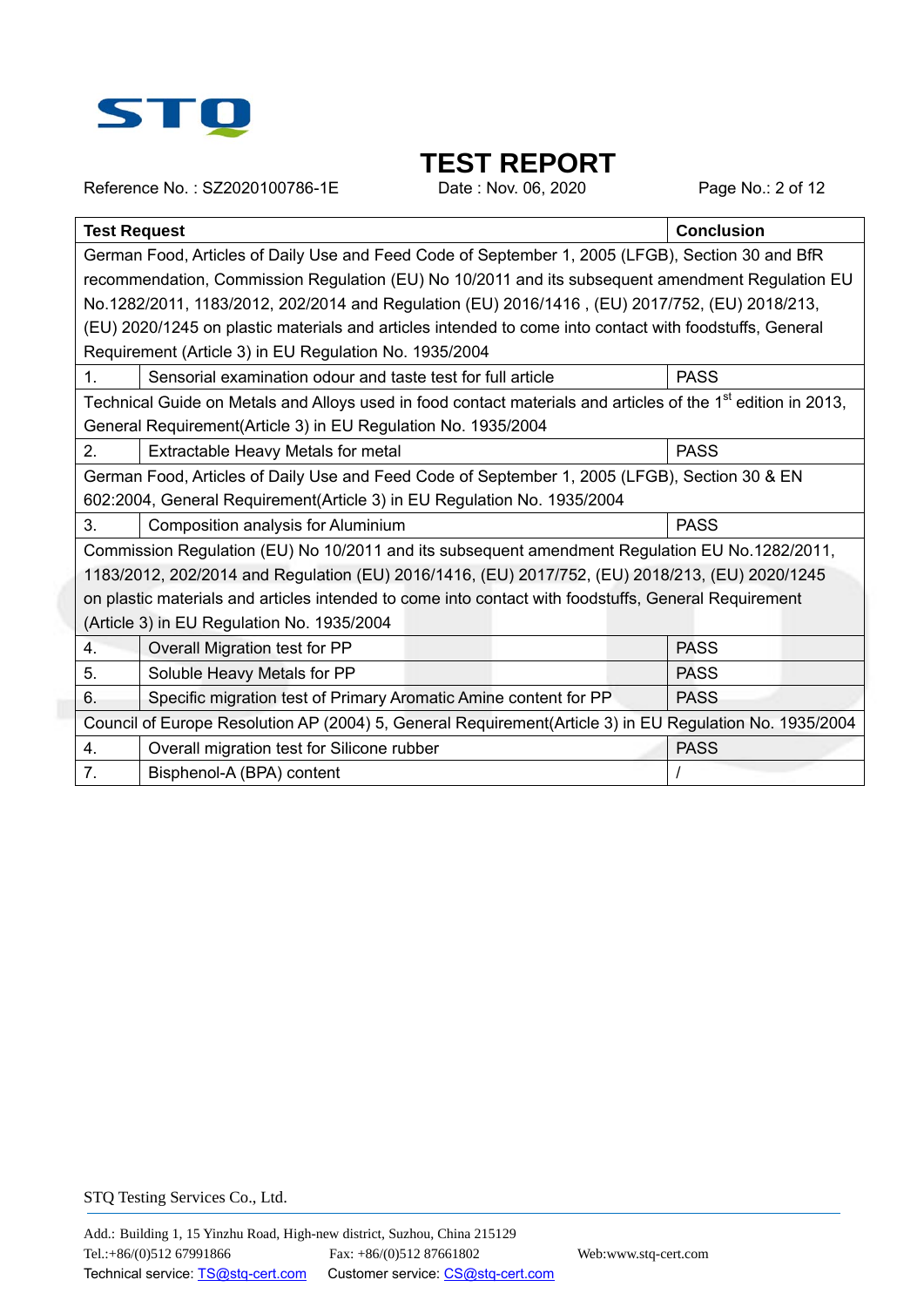# TEST REPORT

Reference No. : SZ2020100786-1E Date : Nov. 06, 2020

| Test Request | | Conclusion |
|---|---|---|
| German Food, Articles of Daily Use and Feed Code of September 1, 2005 (LFGB), Section 30 and BfR recommendation, Commission Regulation (EU) No 10/2011 and its subsequent amendment Regulation EU No.1282/2011, 1183/2012, 202/2014 and Regulation (EU) 2016/1416 , (EU) 2017/752, (EU) 2018/213, (EU) 2020/1245 on plastic materials and articles intended to come into contact with foodstuffs, General Requirement (Article 3) in EU Regulation No. 1935/2004 | | |
| 1. | Sensorial examination odour and taste test for full article | PASS |
| Technical Guide on Metals and Alloys used in food contact materials and articles of the 1st edition in 2013, General Requirement(Article 3) in EU Regulation No. 1935/2004 | | |
| 2. | Extractable Heavy Metals for metal | PASS |
| German Food, Articles of Daily Use and Feed Code of September 1, 2005 (LFGB), Section 30 & EN 602:2004, General Requirement(Article 3) in EU Regulation No. 1935/2004 | | |
| 3. | Composition analysis for Aluminium | PASS |
| Commission Regulation (EU) No 10/2011 and its subsequent amendment Regulation EU No.1282/2011, 1183/2012, 202/2014 and Regulation (EU) 2016/1416, (EU) 2017/752, (EU) 2018/213, (EU) 2020/1245 on plastic materials and articles intended to come into contact with foodstuffs, General Requirement (Article 3) in EU Regulation No. 1935/2004 | | |
| 4. | Overall Migration test for PP | PASS |
| 5. | Soluble Heavy Metals for PP | PASS |
| 6. | Specific migration test of Primary Aromatic Amine content for PP | PASS |
| Council of Europe Resolution AP (2004) 5, General Requirement(Article 3) in EU Regulation No. 1935/2004 | | |
| 4. | Overall migration test for Silicone rubber | PASS |
| 7. | Bisphenol-A (BPA) content | / |

STQ Testing Services Co., Ltd.

Add.: Building 1, 15 Yinzhu Road, High-new district, Suzhou, China 215129
Tel.:+86/(0)512 67991866 Fax: +86/(0)512 87661802 Web:www.stq-cert.com
Technical service: TS@stq-cert.com Customer service: CS@stq-cert.com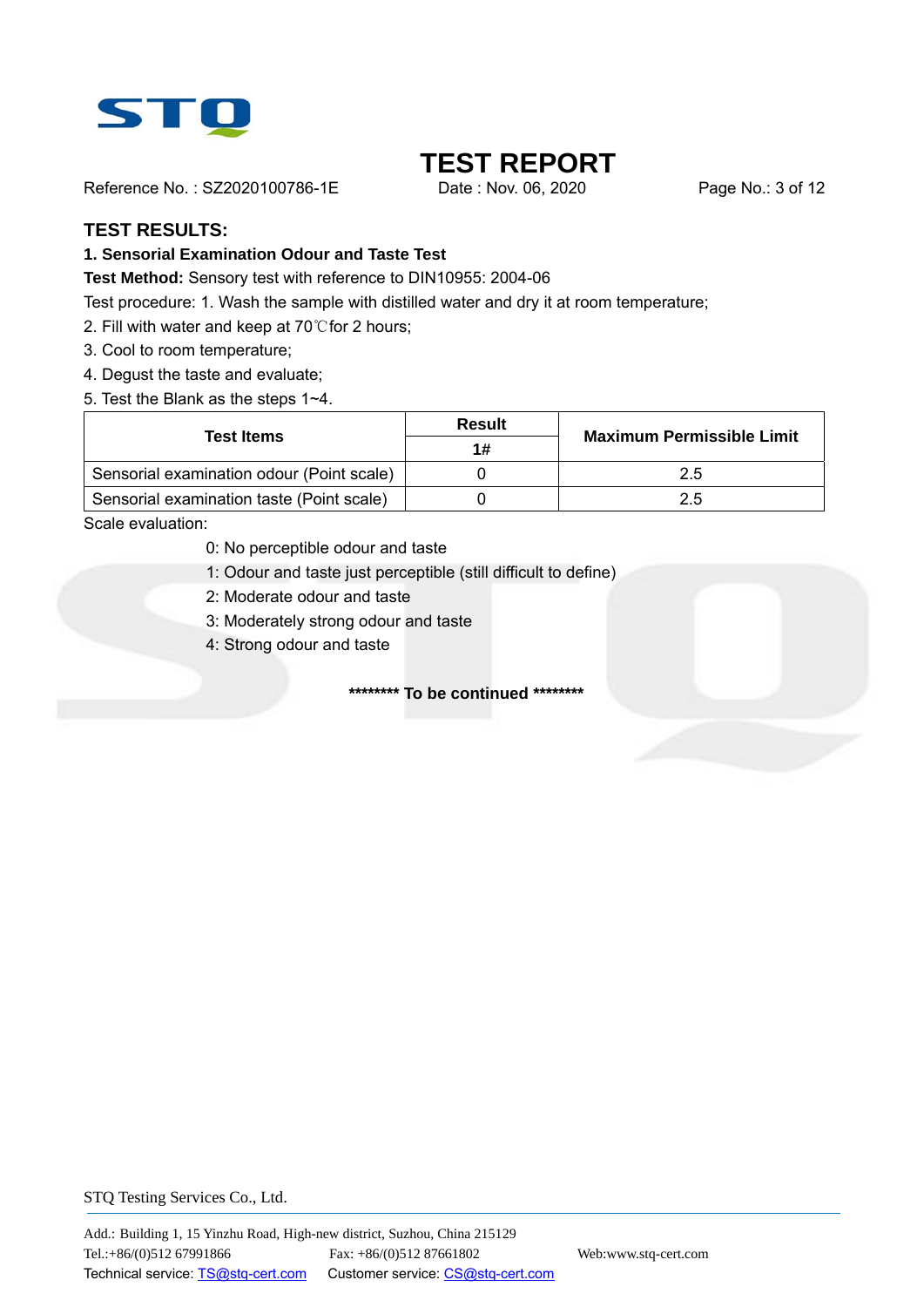# TEST REPORT

Reference No. : SZ2020100786-1E    Date : Nov. 06, 2020

## TEST RESULTS:

### 1. Sensorial Examination Odour and Taste Test

**Test Method:** Sensory test with reference to DIN10955: 2004-06

Test procedure: 1. Wash the sample with distilled water and dry it at room temperature;

2. Fill with water and keep at 70℃for 2 hours;
3. Cool to room temperature;
4. Degust the taste and evaluate;
5. Test the Blank as the steps 1~4.

| Test Items | Result | Maximum Permissible Limit |
|---|---|---|
| | 1# | |
| Sensorial examination odour (Point scale) | 0 | 2.5 |
| Sensorial examination taste (Point scale) | 0 | 2.5 |

Scale evaluation:

0: No perceptible odour and taste

1: Odour and taste just perceptible (still difficult to define)

2: Moderate odour and taste

3: Moderately strong odour and taste

4: Strong odour and taste

**\*\*\*\*\*\*\*\* To be continued \*\*\*\*\*\*\*\***

STQ Testing Services Co., Ltd.

Add.: Building 1, 15 Yinzhu Road, High-new district, Suzhou, China 215129

Tel.:+86/(0)512 67991866    Fax: +86/(0)512 87661802    Web:www.stq-cert.com

Technical service: TS@stq-cert.com    Customer service: CS@stq-cert.com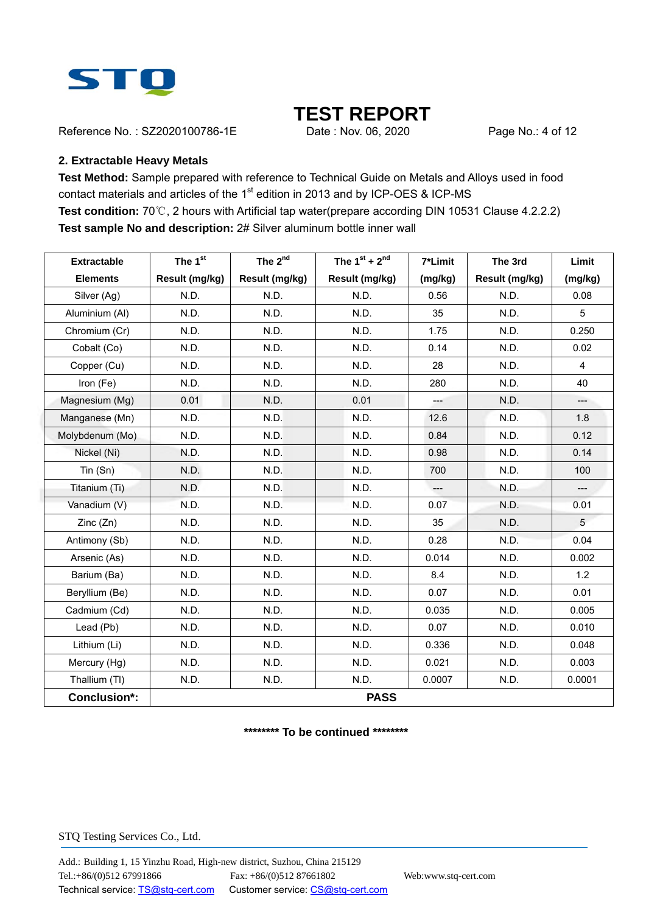# TEST REPORT

Reference No. : SZ2020100786-1E Date : Nov. 06, 2020

## 2. Extractable Heavy Metals

**Test Method:** Sample prepared with reference to Technical Guide on Metals and Alloys used in food contact materials and articles of the 1st edition in 2013 and by ICP-OES & ICP-MS

**Test condition:** 70℃, 2 hours with Artificial tap water(prepare according DIN 10531 Clause 4.2.2.2)

**Test sample No and description:** 2# Silver aluminum bottle inner wall

| Extractable Elements | The 1st Result (mg/kg) | The 2nd Result (mg/kg) | The 1st + 2nd Result (mg/kg) | 7*Limit (mg/kg) | The 3rd Result (mg/kg) | Limit (mg/kg) |
|---|---|---|---|---|---|---|
| Silver (Ag) | N.D. | N.D. | N.D. | 0.56 | N.D. | 0.08 |
| Aluminium (Al) | N.D. | N.D. | N.D. | 35 | N.D. | 5 |
| Chromium (Cr) | N.D. | N.D. | N.D. | 1.75 | N.D. | 0.250 |
| Cobalt (Co) | N.D. | N.D. | N.D. | 0.14 | N.D. | 0.02 |
| Copper (Cu) | N.D. | N.D. | N.D. | 28 | N.D. | 4 |
| Iron (Fe) | N.D. | N.D. | N.D. | 280 | N.D. | 40 |
| Magnesium (Mg) | 0.01 | N.D. | 0.01 | --- | N.D. | --- |
| Manganese (Mn) | N.D. | N.D. | N.D. | 12.6 | N.D. | 1.8 |
| Molybdenum (Mo) | N.D. | N.D. | N.D. | 0.84 | N.D. | 0.12 |
| Nickel (Ni) | N.D. | N.D. | N.D. | 0.98 | N.D. | 0.14 |
| Tin (Sn) | N.D. | N.D. | N.D. | 700 | N.D. | 100 |
| Titanium (Ti) | N.D. | N.D. | N.D. | --- | N.D. | --- |
| Vanadium (V) | N.D. | N.D. | N.D. | 0.07 | N.D. | 0.01 |
| Zinc (Zn) | N.D. | N.D. | N.D. | 35 | N.D. | 5 |
| Antimony (Sb) | N.D. | N.D. | N.D. | 0.28 | N.D. | 0.04 |
| Arsenic (As) | N.D. | N.D. | N.D. | 0.014 | N.D. | 0.002 |
| Barium (Ba) | N.D. | N.D. | N.D. | 8.4 | N.D. | 1.2 |
| Beryllium (Be) | N.D. | N.D. | N.D. | 0.07 | N.D. | 0.01 |
| Cadmium (Cd) | N.D. | N.D. | N.D. | 0.035 | N.D. | 0.005 |
| Lead (Pb) | N.D. | N.D. | N.D. | 0.07 | N.D. | 0.010 |
| Lithium (Li) | N.D. | N.D. | N.D. | 0.336 | N.D. | 0.048 |
| Mercury (Hg) | N.D. | N.D. | N.D. | 0.021 | N.D. | 0.003 |
| Thallium (Tl) | N.D. | N.D. | N.D. | 0.0007 | N.D. | 0.0001 |
| **Conclusion*:** | **PASS** | | | | | |

**\*\*\*\*\*\*\*\* To be continued \*\*\*\*\*\*\*\***

STQ Testing Services Co., Ltd.

Add.: Building 1, 15 Yinzhu Road, High-new district, Suzhou, China 215129
Tel.:+86/(0)512 67991866 Fax: +86/(0)512 87661802 Web:www.stq-cert.com
Technical service: TS@stq-cert.com Customer service: CS@stq-cert.com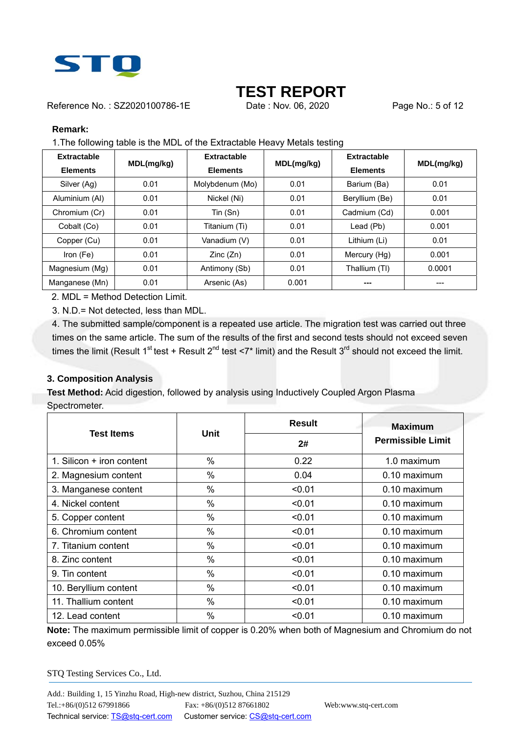# TEST REPORT

Reference No. : SZ2020100786-1E    Date : Nov. 06, 2020

**Remark:**

1.The following table is the MDL of the Extractable Heavy Metals testing

| Extractable Elements | MDL(mg/kg) | Extractable Elements | MDL(mg/kg) | Extractable Elements | MDL(mg/kg) |
|---|---|---|---|---|---|
| Silver (Ag) | 0.01 | Molybdenum (Mo) | 0.01 | Barium (Ba) | 0.01 |
| Aluminium (Al) | 0.01 | Nickel (Ni) | 0.01 | Beryllium (Be) | 0.01 |
| Chromium (Cr) | 0.01 | Tin (Sn) | 0.01 | Cadmium (Cd) | 0.001 |
| Cobalt (Co) | 0.01 | Titanium (Ti) | 0.01 | Lead (Pb) | 0.001 |
| Copper (Cu) | 0.01 | Vanadium (V) | 0.01 | Lithium (Li) | 0.01 |
| Iron (Fe) | 0.01 | Zinc (Zn) | 0.01 | Mercury (Hg) | 0.001 |
| Magnesium (Mg) | 0.01 | Antimony (Sb) | 0.01 | Thallium (Tl) | 0.0001 |
| Manganese (Mn) | 0.01 | Arsenic (As) | 0.001 | --- | --- |

2. MDL = Method Detection Limit.

3. N.D.= Not detected, less than MDL.

4. The submitted sample/component is a repeated use article. The migration test was carried out three times on the same article. The sum of the results of the first and second tests should not exceed seven times the limit (Result 1st test + Result 2nd test <7* limit) and the Result 3rd should not exceed the limit.

### 3. Composition Analysis

**Test Method:** Acid digestion, followed by analysis using Inductively Coupled Argon Plasma Spectrometer.

| Test Items | Unit | Result | Maximum Permissible Limit |
|---|---|---|---|
| | | 2# | |
| 1. Silicon + iron content | % | 0.22 | 1.0 maximum |
| 2. Magnesium content | % | 0.04 | 0.10 maximum |
| 3. Manganese content | % | <0.01 | 0.10 maximum |
| 4. Nickel content | % | <0.01 | 0.10 maximum |
| 5. Copper content | % | <0.01 | 0.10 maximum |
| 6. Chromium content | % | <0.01 | 0.10 maximum |
| 7. Titanium content | % | <0.01 | 0.10 maximum |
| 8. Zinc content | % | <0.01 | 0.10 maximum |
| 9. Tin content | % | <0.01 | 0.10 maximum |
| 10. Beryllium content | % | <0.01 | 0.10 maximum |
| 11. Thallium content | % | <0.01 | 0.10 maximum |
| 12. Lead content | % | <0.01 | 0.10 maximum |

**Note:** The maximum permissible limit of copper is 0.20% when both of Magnesium and Chromium do not exceed 0.05%

STQ Testing Services Co., Ltd.

Add.: Building 1, 15 Yinzhu Road, High-new district, Suzhou, China 215129
Tel.:+86/(0)512 67991866    Fax: +86/(0)512 87661802    Web:www.stq-cert.com
Technical service: TS@stq-cert.com    Customer service: CS@stq-cert.com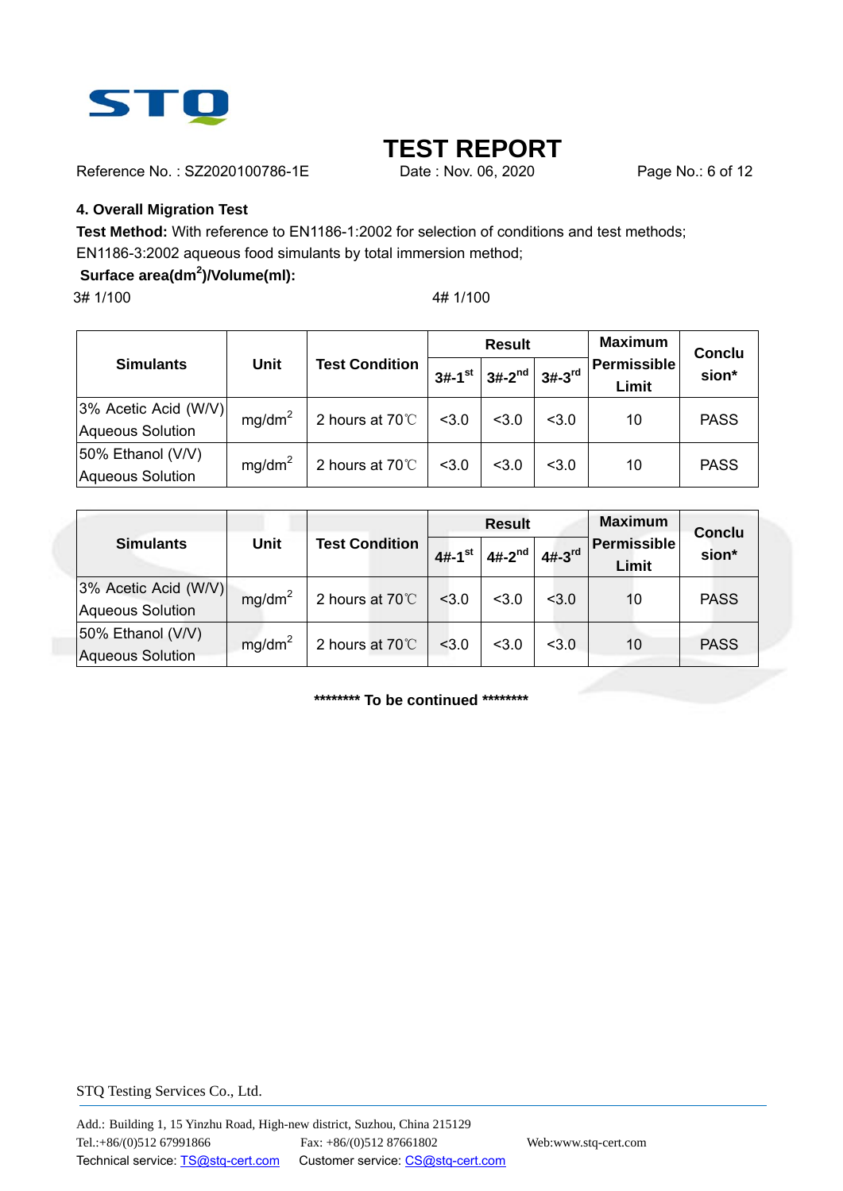## TEST REPORT

Reference No. : SZ2020100786-1E Date : Nov. 06, 2020

### 4. Overall Migration Test

**Test Method:** With reference to EN1186-1:2002 for selection of conditions and test methods; EN1186-3:2002 aqueous food simulants by total immersion method;

**Surface area(dm$^2$)/Volume(ml):**

3# 1/100 4# 1/100

| Simulants | Unit | Test Condition | Result | | | Maximum Permissible Limit | Conclusion* |
|---|---|---|---|---|---|---|---|
| | | | 3#-1$^{st}$ | 3#-2$^{nd}$ | 3#-3$^{rd}$ | | |
| 3% Acetic Acid (W/V) Aqueous Solution | mg/dm$^2$ | 2 hours at 70℃ | <3.0 | <3.0 | <3.0 | 10 | PASS |
| 50% Ethanol (V/V) Aqueous Solution | mg/dm$^2$ | 2 hours at 70℃ | <3.0 | <3.0 | <3.0 | 10 | PASS |

| Simulants | Unit | Test Condition | Result | | | Maximum Permissible Limit | Conclusion* |
|---|---|---|---|---|---|---|---|
| | | | 4#-1$^{st}$ | 4#-2$^{nd}$ | 4#-3$^{rd}$ | | |
| 3% Acetic Acid (W/V) Aqueous Solution | mg/dm$^2$ | 2 hours at 70℃ | <3.0 | <3.0 | <3.0 | 10 | PASS |
| 50% Ethanol (V/V) Aqueous Solution | mg/dm$^2$ | 2 hours at 70℃ | <3.0 | <3.0 | <3.0 | 10 | PASS |

**\*\*\*\*\*\*\*\* To be continued \*\*\*\*\*\*\*\***

STQ Testing Services Co., Ltd.

Add.: Building 1, 15 Yinzhu Road, High-new district, Suzhou, China 215129
Tel.:+86/(0)512 67991866 Fax: +86/(0)512 87661802 Web:www.stq-cert.com
Technical service: TS@stq-cert.com Customer service: CS@stq-cert.com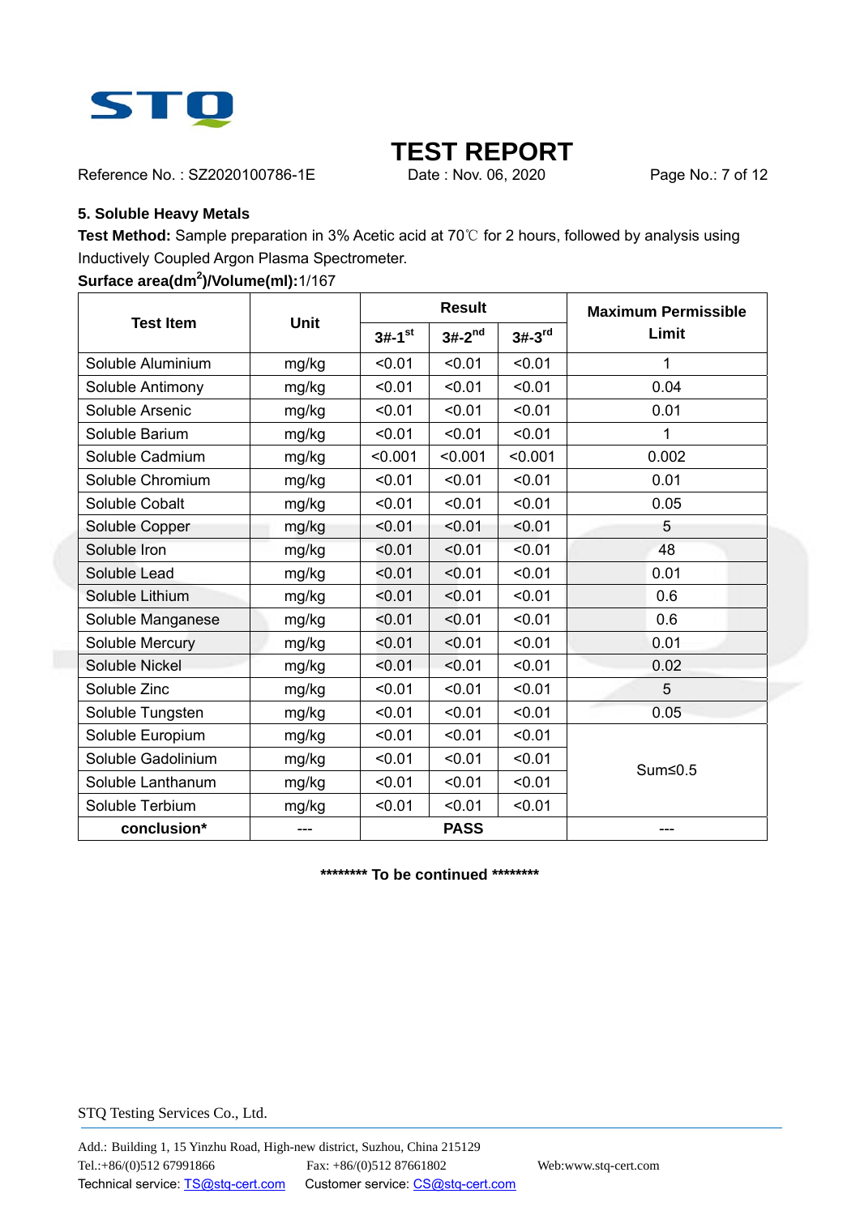# TEST REPORT

Reference No. : SZ2020100786-1E    Date : Nov. 06, 2020

### 5. Soluble Heavy Metals

**Test Method:** Sample preparation in 3% Acetic acid at 70℃ for 2 hours, followed by analysis using Inductively Coupled Argon Plasma Spectrometer.

**Surface area($dm^2$)/Volume(ml):** 1/167

| Test Item | Unit | Result | | | Maximum Permissible Limit |
|---|---|---|---|---|---|
| | | 3#-1st | 3#-2nd | 3#-3rd | |
| Soluble Aluminium | mg/kg | <0.01 | <0.01 | <0.01 | 1 |
| Soluble Antimony | mg/kg | <0.01 | <0.01 | <0.01 | 0.04 |
| Soluble Arsenic | mg/kg | <0.01 | <0.01 | <0.01 | 0.01 |
| Soluble Barium | mg/kg | <0.01 | <0.01 | <0.01 | 1 |
| Soluble Cadmium | mg/kg | <0.001 | <0.001 | <0.001 | 0.002 |
| Soluble Chromium | mg/kg | <0.01 | <0.01 | <0.01 | 0.01 |
| Soluble Cobalt | mg/kg | <0.01 | <0.01 | <0.01 | 0.05 |
| Soluble Copper | mg/kg | <0.01 | <0.01 | <0.01 | 5 |
| Soluble Iron | mg/kg | <0.01 | <0.01 | <0.01 | 48 |
| Soluble Lead | mg/kg | <0.01 | <0.01 | <0.01 | 0.01 |
| Soluble Lithium | mg/kg | <0.01 | <0.01 | <0.01 | 0.6 |
| Soluble Manganese | mg/kg | <0.01 | <0.01 | <0.01 | 0.6 |
| Soluble Mercury | mg/kg | <0.01 | <0.01 | <0.01 | 0.01 |
| Soluble Nickel | mg/kg | <0.01 | <0.01 | <0.01 | 0.02 |
| Soluble Zinc | mg/kg | <0.01 | <0.01 | <0.01 | 5 |
| Soluble Tungsten | mg/kg | <0.01 | <0.01 | <0.01 | 0.05 |
| Soluble Europium | mg/kg | <0.01 | <0.01 | <0.01 | Sum≤0.5 |
| Soluble Gadolinium | mg/kg | <0.01 | <0.01 | <0.01 | |
| Soluble Lanthanum | mg/kg | <0.01 | <0.01 | <0.01 | |
| Soluble Terbium | mg/kg | <0.01 | <0.01 | <0.01 | |
| **conclusion*** | --- | **PASS** | | | --- |

**\*\*\*\*\*\*\*\* To be continued \*\*\*\*\*\*\*\***

STQ Testing Services Co., Ltd.

Add.: Building 1, 15 Yinzhu Road, High-new district, Suzhou, China 215129
Tel.:+86/(0)512 67991866    Fax: +86/(0)512 87661802    Web:www.stq-cert.com
Technical service: TS@stq-cert.com    Customer service: CS@stq-cert.com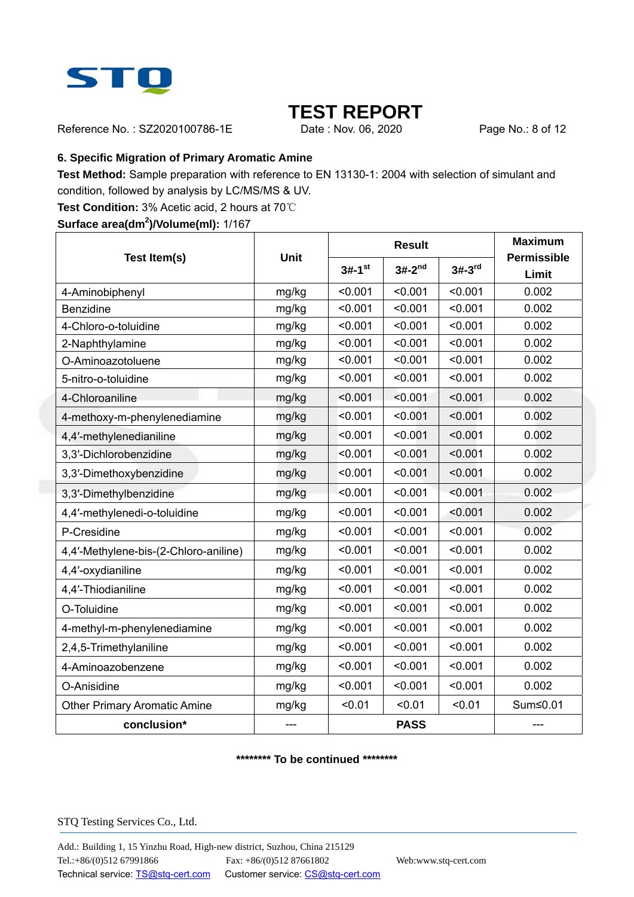# TEST REPORT

Reference No. : SZ2020100786-1E Date : Nov. 06, 2020

## 6. Specific Migration of Primary Aromatic Amine

**Test Method:** Sample preparation with reference to EN 13130-1: 2004 with selection of simulant and condition, followed by analysis by LC/MS/MS & UV.

**Test Condition:** 3% Acetic acid, 2 hours at 70℃

**Surface area($dm^2$)/Volume(ml):** 1/167

| Test Item(s) | Unit | Result | | | Maximum Permissible Limit |
|---|---|---|---|---|---|
| | | 3#-1st | 3#-2nd | 3#-3rd | |
| 4-Aminobiphenyl | mg/kg | <0.001 | <0.001 | <0.001 | 0.002 |
| Benzidine | mg/kg | <0.001 | <0.001 | <0.001 | 0.002 |
| 4-Chloro-o-toluidine | mg/kg | <0.001 | <0.001 | <0.001 | 0.002 |
| 2-Naphthylamine | mg/kg | <0.001 | <0.001 | <0.001 | 0.002 |
| O-Aminoazotoluene | mg/kg | <0.001 | <0.001 | <0.001 | 0.002 |
| 5-nitro-o-toluidine | mg/kg | <0.001 | <0.001 | <0.001 | 0.002 |
| 4-Chloroaniline | mg/kg | <0.001 | <0.001 | <0.001 | 0.002 |
| 4-methoxy-m-phenylenediamine | mg/kg | <0.001 | <0.001 | <0.001 | 0.002 |
| 4,4′-methylenedianiline | mg/kg | <0.001 | <0.001 | <0.001 | 0.002 |
| 3,3′-Dichlorobenzidine | mg/kg | <0.001 | <0.001 | <0.001 | 0.002 |
| 3,3′-Dimethoxybenzidine | mg/kg | <0.001 | <0.001 | <0.001 | 0.002 |
| 3,3′-Dimethylbenzidine | mg/kg | <0.001 | <0.001 | <0.001 | 0.002 |
| 4,4′-methylenedi-o-toluidine | mg/kg | <0.001 | <0.001 | <0.001 | 0.002 |
| P-Cresidine | mg/kg | <0.001 | <0.001 | <0.001 | 0.002 |
| 4,4′-Methylene-bis-(2-Chloro-aniline) | mg/kg | <0.001 | <0.001 | <0.001 | 0.002 |
| 4,4′-oxydianiline | mg/kg | <0.001 | <0.001 | <0.001 | 0.002 |
| 4,4′-Thiodianiline | mg/kg | <0.001 | <0.001 | <0.001 | 0.002 |
| O-Toluidine | mg/kg | <0.001 | <0.001 | <0.001 | 0.002 |
| 4-methyl-m-phenylenediamine | mg/kg | <0.001 | <0.001 | <0.001 | 0.002 |
| 2,4,5-Trimethylaniline | mg/kg | <0.001 | <0.001 | <0.001 | 0.002 |
| 4-Aminoazobenzene | mg/kg | <0.001 | <0.001 | <0.001 | 0.002 |
| O-Anisidine | mg/kg | <0.001 | <0.001 | <0.001 | 0.002 |
| Other Primary Aromatic Amine | mg/kg | <0.01 | <0.01 | <0.01 | Sum≤0.01 |
| **conclusion*** | --- | **PASS** | | | --- |

******** To be continued ********

STQ Testing Services Co., Ltd.

Add.: Building 1, 15 Yinzhu Road, High-new district, Suzhou, China 215129
Tel.:+86/(0)512 67991866 Fax: +86/(0)512 87661802 Web:www.stq-cert.com
Technical service: TS@stq-cert.com Customer service: CS@stq-cert.com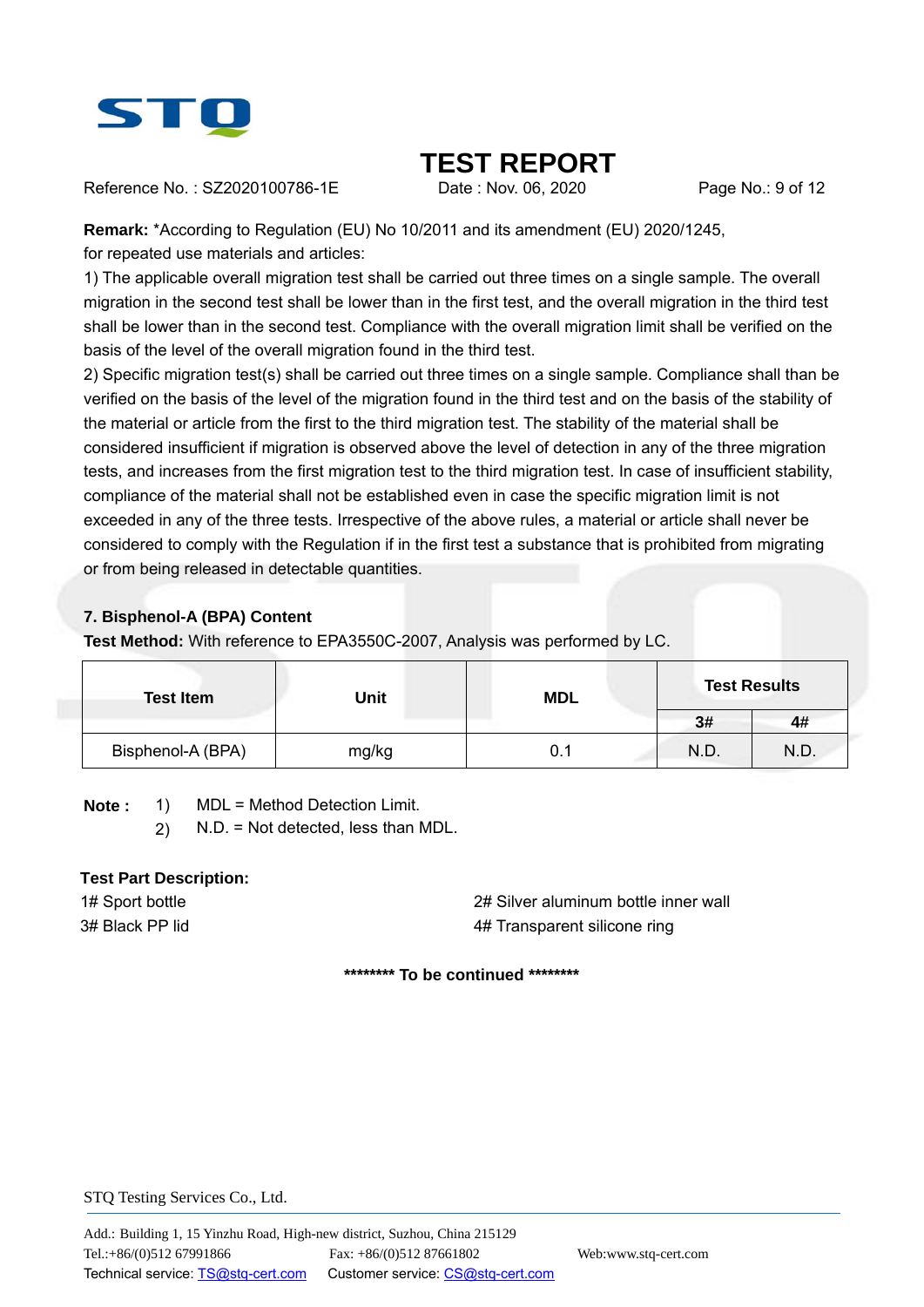**Remark:** *According to Regulation (EU) No 10/2011 and its amendment (EU) 2020/1245, for repeated use materials and articles:

1) The applicable overall migration test shall be carried out three times on a single sample. The overall migration in the second test shall be lower than in the first test, and the overall migration in the third test shall be lower than in the second test. Compliance with the overall migration limit shall be verified on the basis of the level of the overall migration found in the third test.

2) Specific migration test(s) shall be carried out three times on a single sample. Compliance shall than be verified on the basis of the level of the migration found in the third test and on the basis of the stability of the material or article from the first to the third migration test. The stability of the material shall be considered insufficient if migration is observed above the level of detection in any of the three migration tests, and increases from the first migration test to the third migration test. In case of insufficient stability, compliance of the material shall not be established even in case the specific migration limit is not exceeded in any of the three tests. Irrespective of the above rules, a material or article shall never be considered to comply with the Regulation if in the first test a substance that is prohibited from migrating or from being released in detectable quantities.

### 7. Bisphenol-A (BPA) Content

**Test Method:** With reference to EPA3550C-2007, Analysis was performed by LC.

| Test Item | Unit | MDL | Test Results | |
|---|---|---|---|---|
| | | | 3# | 4# |
| Bisphenol-A (BPA) | mg/kg | 0.1 | N.D. | N.D. |

**Note :** 1) MDL = Method Detection Limit.
2) N.D. = Not detected, less than MDL.

**Test Part Description:**

1# Sport bottle
2# Silver aluminum bottle inner wall
3# Black PP lid
4# Transparent silicone ring

******** To be continued ********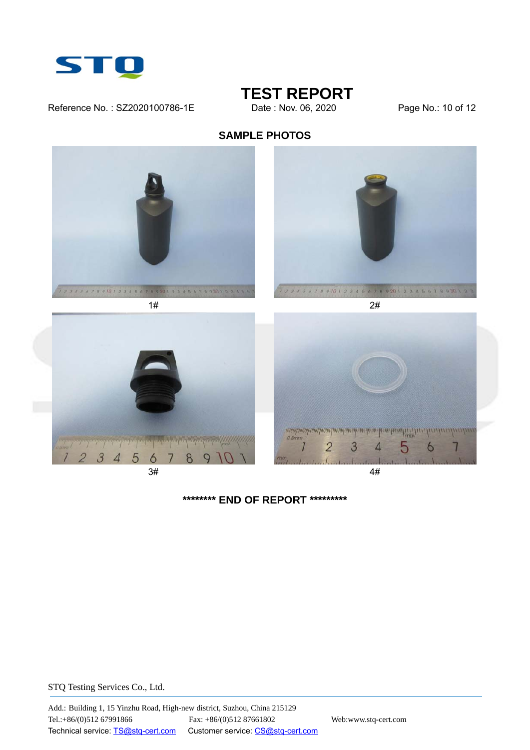## SAMPLE PHOTOS

1#

2#

3#

4#

**\*\*\*\*\*\*\*\* END OF REPORT \*\*\*\*\*\*\*\*\***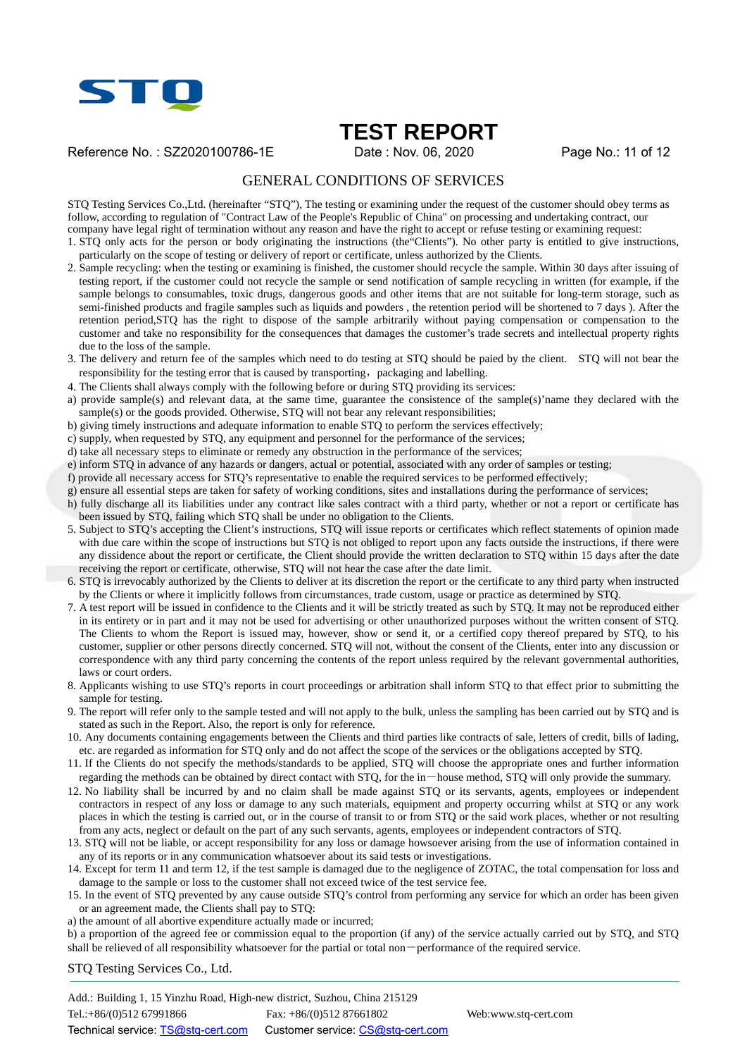# TEST REPORT

Reference No. : SZ2020100786-1E    Date : Nov. 06, 2020

## GENERAL CONDITIONS OF SERVICES

STQ Testing Services Co.,Ltd. (hereinafter "STQ"), The testing or examining under the request of the customer should obey terms as follow, according to regulation of "Contract Law of the People's Republic of China" on processing and undertaking contract, our company have legal right of termination without any reason and have the right to accept or refuse testing or examining request:

1. STQ only acts for the person or body originating the instructions (the"Clients"). No other party is entitled to give instructions, particularly on the scope of testing or delivery of report or certificate, unless authorized by the Clients.
2. Sample recycling: when the testing or examining is finished, the customer should recycle the sample. Within 30 days after issuing of testing report, if the customer could not recycle the sample or send notification of sample recycling in written (for example, if the sample belongs to consumables, toxic drugs, dangerous goods and other items that are not suitable for long-term storage, such as semi-finished products and fragile samples such as liquids and powders , the retention period will be shortened to 7 days ). After the retention period,STQ has the right to dispose of the sample arbitrarily without paying compensation or compensation to the customer and take no responsibility for the consequences that damages the customer's trade secrets and intellectual property rights due to the loss of the sample.
3. The delivery and return fee of the samples which need to do testing at STQ should be paied by the client. STQ will not bear the responsibility for the testing error that is caused by transporting，packaging and labelling.
4. The Clients shall always comply with the following before or during STQ providing its services:

a) provide sample(s) and relevant data, at the same time, guarantee the consistence of the sample(s)'name they declared with the sample(s) or the goods provided. Otherwise, STQ will not bear any relevant responsibilities;
b) giving timely instructions and adequate information to enable STQ to perform the services effectively;
c) supply, when requested by STQ, any equipment and personnel for the performance of the services;
d) take all necessary steps to eliminate or remedy any obstruction in the performance of the services;
e) inform STQ in advance of any hazards or dangers, actual or potential, associated with any order of samples or testing;
f) provide all necessary access for STQ's representative to enable the required services to be performed effectively;
g) ensure all essential steps are taken for safety of working conditions, sites and installations during the performance of services;
h) fully discharge all its liabilities under any contract like sales contract with a third party, whether or not a report or certificate has been issued by STQ, failing which STQ shall be under no obligation to the Clients.

5. Subject to STQ's accepting the Client's instructions, STQ will issue reports or certificates which reflect statements of opinion made with due care within the scope of instructions but STQ is not obliged to report upon any facts outside the instructions, if there were any dissidence about the report or certificate, the Client should provide the written declaration to STQ within 15 days after the date receiving the report or certificate, otherwise, STQ will not hear the case after the date limit.
6. STQ is irrevocably authorized by the Clients to deliver at its discretion the report or the certificate to any third party when instructed by the Clients or where it implicitly follows from circumstances, trade custom, usage or practice as determined by STQ.
7. A test report will be issued in confidence to the Clients and it will be strictly treated as such by STQ. It may not be reproduced either in its entirety or in part and it may not be used for advertising or other unauthorized purposes without the written consent of STQ. The Clients to whom the Report is issued may, however, show or send it, or a certified copy thereof prepared by STQ, to his customer, supplier or other persons directly concerned. STQ will not, without the consent of the Clients, enter into any discussion or correspondence with any third party concerning the contents of the report unless required by the relevant governmental authorities, laws or court orders.
8. Applicants wishing to use STQ's reports in court proceedings or arbitration shall inform STQ to that effect prior to submitting the sample for testing.
9. The report will refer only to the sample tested and will not apply to the bulk, unless the sampling has been carried out by STQ and is stated as such in the Report. Also, the report is only for reference.
10. Any documents containing engagements between the Clients and third parties like contracts of sale, letters of credit, bills of lading, etc. are regarded as information for STQ only and do not affect the scope of the services or the obligations accepted by STQ.
11. If the Clients do not specify the methods/standards to be applied, STQ will choose the appropriate ones and further information regarding the methods can be obtained by direct contact with STQ, for the in－house method, STQ will only provide the summary.
12. No liability shall be incurred by and no claim shall be made against STQ or its servants, agents, employees or independent contractors in respect of any loss or damage to any such materials, equipment and property occurring whilst at STQ or any work places in which the testing is carried out, or in the course of transit to or from STQ or the said work places, whether or not resulting from any acts, neglect or default on the part of any such servants, agents, employees or independent contractors of STQ.
13. STQ will not be liable, or accept responsibility for any loss or damage howsoever arising from the use of information contained in any of its reports or in any communication whatsoever about its said tests or investigations.
14. Except for term 11 and term 12, if the test sample is damaged due to the negligence of ZOTAC, the total compensation for loss and damage to the sample or loss to the customer shall not exceed twice of the test service fee.
15. In the event of STQ prevented by any cause outside STQ's control from performing any service for which an order has been given or an agreement made, the Clients shall pay to STQ:

a) the amount of all abortive expenditure actually made or incurred;
b) a proportion of the agreed fee or commission equal to the proportion (if any) of the service actually carried out by STQ, and STQ shall be relieved of all responsibility whatsoever for the partial or total non－performance of the required service.

STQ Testing Services Co., Ltd.

Add.: Building 1, 15 Yinzhu Road, High-new district, Suzhou, China 215129
Tel.:+86/(0)512 67991866    Fax: +86/(0)512 87661802    Web:www.stq-cert.com
Technical service: TS@stq-cert.com    Customer service: CS@stq-cert.com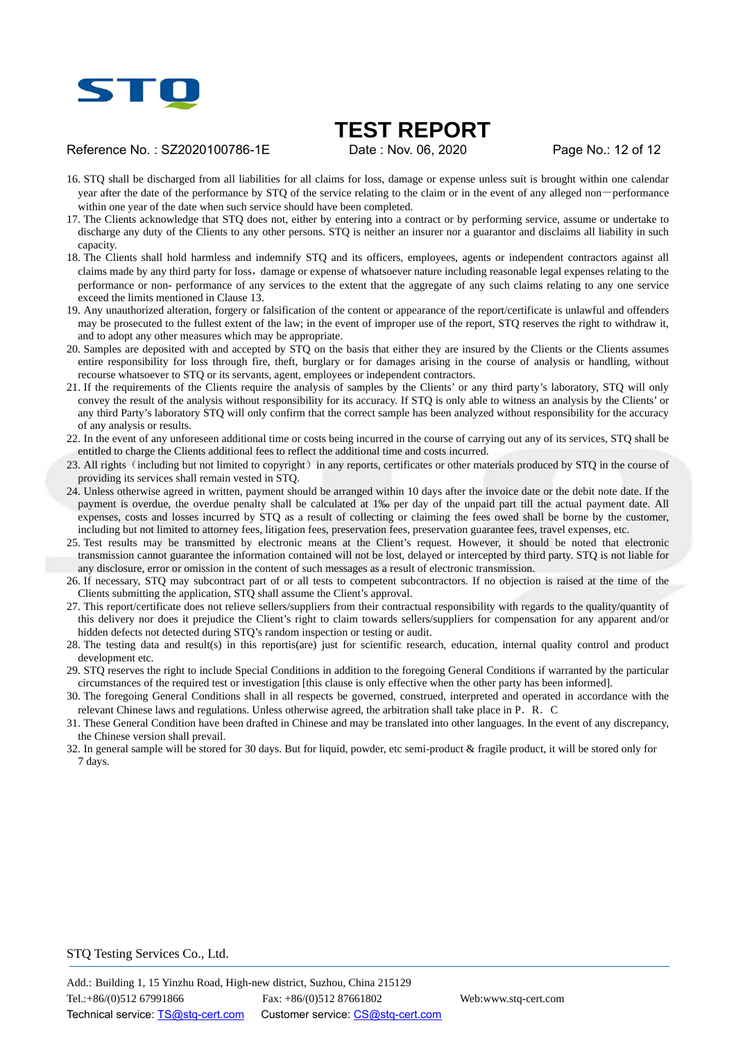16. STQ shall be discharged from all liabilities for all claims for loss, damage or expense unless suit is brought within one calendar year after the date of the performance by STQ of the service relating to the claim or in the event of any alleged non－performance within one year of the date when such service should have been completed.
17. The Clients acknowledge that STQ does not, either by entering into a contract or by performing service, assume or undertake to discharge any duty of the Clients to any other persons. STQ is neither an insurer nor a guarantor and disclaims all liability in such capacity.
18. The Clients shall hold harmless and indemnify STQ and its officers, employees, agents or independent contractors against all claims made by any third party for loss，damage or expense of whatsoever nature including reasonable legal expenses relating to the performance or non- performance of any services to the extent that the aggregate of any such claims relating to any one service exceed the limits mentioned in Clause 13.
19. Any unauthorized alteration, forgery or falsification of the content or appearance of the report/certificate is unlawful and offenders may be prosecuted to the fullest extent of the law; in the event of improper use of the report, STQ reserves the right to withdraw it, and to adopt any other measures which may be appropriate.
20. Samples are deposited with and accepted by STQ on the basis that either they are insured by the Clients or the Clients assumes entire responsibility for loss through fire, theft, burglary or for damages arising in the course of analysis or handling, without recourse whatsoever to STQ or its servants, agent, employees or independent contractors.
21. If the requirements of the Clients require the analysis of samples by the Clients' or any third party's laboratory, STQ will only convey the result of the analysis without responsibility for its accuracy. If STQ is only able to witness an analysis by the Clients' or any third Party's laboratory STQ will only confirm that the correct sample has been analyzed without responsibility for the accuracy of any analysis or results.
22. In the event of any unforeseen additional time or costs being incurred in the course of carrying out any of its services, STQ shall be entitled to charge the Clients additional fees to reflect the additional time and costs incurred.
23. All rights（including but not limited to copyright）in any reports, certificates or other materials produced by STQ in the course of providing its services shall remain vested in STQ.
24. Unless otherwise agreed in written, payment should be arranged within 10 days after the invoice date or the debit note date. If the payment is overdue, the overdue penalty shall be calculated at 1‰ per day of the unpaid part till the actual payment date. All expenses, costs and losses incurred by STQ as a result of collecting or claiming the fees owed shall be borne by the customer, including but not limited to attorney fees, litigation fees, preservation fees, preservation guarantee fees, travel expenses, etc.
25. Test results may be transmitted by electronic means at the Client's request. However, it should be noted that electronic transmission cannot guarantee the information contained will not be lost, delayed or intercepted by third party. STQ is not liable for any disclosure, error or omission in the content of such messages as a result of electronic transmission.
26. If necessary, STQ may subcontract part of or all tests to competent subcontractors. If no objection is raised at the time of the Clients submitting the application, STQ shall assume the Client's approval.
27. This report/certificate does not relieve sellers/suppliers from their contractual responsibility with regards to the quality/quantity of this delivery nor does it prejudice the Client's right to claim towards sellers/suppliers for compensation for any apparent and/or hidden defects not detected during STQ's random inspection or testing or audit.
28. The testing data and result(s) in this reportis(are) just for scientific research, education, internal quality control and product development etc.
29. STQ reserves the right to include Special Conditions in addition to the foregoing General Conditions if warranted by the particular circumstances of the required test or investigation [this clause is only effective when the other party has been informed].
30. The foregoing General Conditions shall in all respects be governed, construed, interpreted and operated in accordance with the relevant Chinese laws and regulations. Unless otherwise agreed, the arbitration shall take place in P．R．C
31. These General Condition have been drafted in Chinese and may be translated into other languages. In the event of any discrepancy, the Chinese version shall prevail.
32. In general sample will be stored for 30 days. But for liquid, powder, etc semi-product & fragile product, it will be stored only for 7 days.